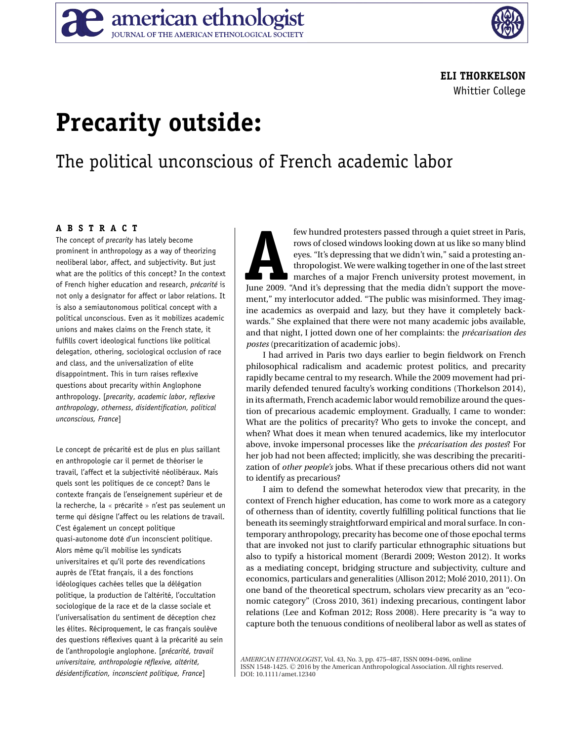ELI THORKELSON
Whittier College

# Precarity outside:

## The political unconscious of French academic labor

### ABSTRACT

The concept of *precarity* has lately become prominent in anthropology as a way of theorizing neoliberal labor, affect, and subjectivity. But just what are the politics of this concept? In the context of French higher education and research, *précarité* is not only a designator for affect or labor relations. It is also a semiautonomous political concept with a political unconscious. Even as it mobilizes academic unions and makes claims on the French state, it fulfills covert ideological functions like political delegation, othering, sociological occlusion of race and class, and the universalization of elite disappointment. This in turn raises reflexive questions about precarity within Anglophone anthropology. [*precarity*, *academic labor*, *reflexive anthropology*, *otherness*, *disidentification, political unconscious, France*]

Le concept de précarité est de plus en plus saillant en anthropologie car il permet de théoriser le travail, l'affect et la subjectivité néolibéraux. Mais quels sont les politiques de ce concept? Dans le contexte français de l'enseignement supérieur et de la recherche, la « précarité » n'est pas seulement un terme qui désigne l'affect ou les relations de travail. C'est également un concept politique quasi-autonome doté d'un inconscient politique. Alors même qu'il mobilise les syndicats universitaires et qu'il porte des revendications auprès de l'Etat français, il a des fonctions idéologiques cachées telles que la délégation politique, la production de l'altérité, l'occultation sociologique de la race et de la classe sociale et l'universalisation du sentiment de déception chez les élites. Réciproquement, le cas français soulève des questions réflexives quant à la précarité au sein de l'anthropologie anglophone. [*précarité, travail universitaire, anthropologie réflexive, altérité, désidentification, inconscient politique, France*]

A few hundred protesters passed through a quiet street in Paris, rows of closed windows looking down at us like so many blind eyes. "It's depressing that we didn't win," said a protesting anthropologist. We were walking together in one of the last street marches of a major French university protest movement, in June 2009. "And it's depressing that the media didn't support the movement," my interlocutor added. "The public was misinformed. They imagine academics as overpaid and lazy, but they have it completely backwards." She explained that there were not many academic jobs available, and that night, I jotted down one of her complaints: the *précarisation des postes* (precaritization of academic jobs).

I had arrived in Paris two days earlier to begin fieldwork on French philosophical radicalism and academic protest politics, and precarity rapidly became central to my research. While the 2009 movement had primarily defended tenured faculty's working conditions (Thorkelson 2014), in its aftermath, French academic labor would remobilize around the question of precarious academic employment. Gradually, I came to wonder: What are the politics of precarity? Who gets to invoke the concept, and when? What does it mean when tenured academics, like my interlocutor above, invoke impersonal processes like the *précarisation des postes*? For her job had not been affected; implicitly, she was describing the precaritization of *other people's* jobs. What if these precarious others did not want to identify as precarious?

I aim to defend the somewhat heterodox view that precarity, in the context of French higher education, has come to work more as a category of otherness than of identity, covertly fulfilling political functions that lie beneath its seemingly straightforward empirical and moral surface. In contemporary anthropology, precarity has become one of those epochal terms that are invoked not just to clarify particular ethnographic situations but also to typify a historical moment (Berardi 2009; Weston 2012). It works as a mediating concept, bridging structure and subjectivity, culture and economics, particulars and generalities (Allison 2012; Molé 2010, 2011). On one band of the theoretical spectrum, scholars view precarity as an "economic category" (Cross 2010, 361) indexing precarious, contingent labor relations (Lee and Kofman 2012; Ross 2008). Here precarity is "a way to capture both the tenuous conditions of neoliberal labor as well as states of

*AMERICAN ETHNOLOGIST*, Vol. 43, No. 3, pp. 475–487, ISSN 0094-0496, online ISSN 1548-1425. © 2016 by the American Anthropological Association. All rights reserved. DOI: 10.1111/amet.12340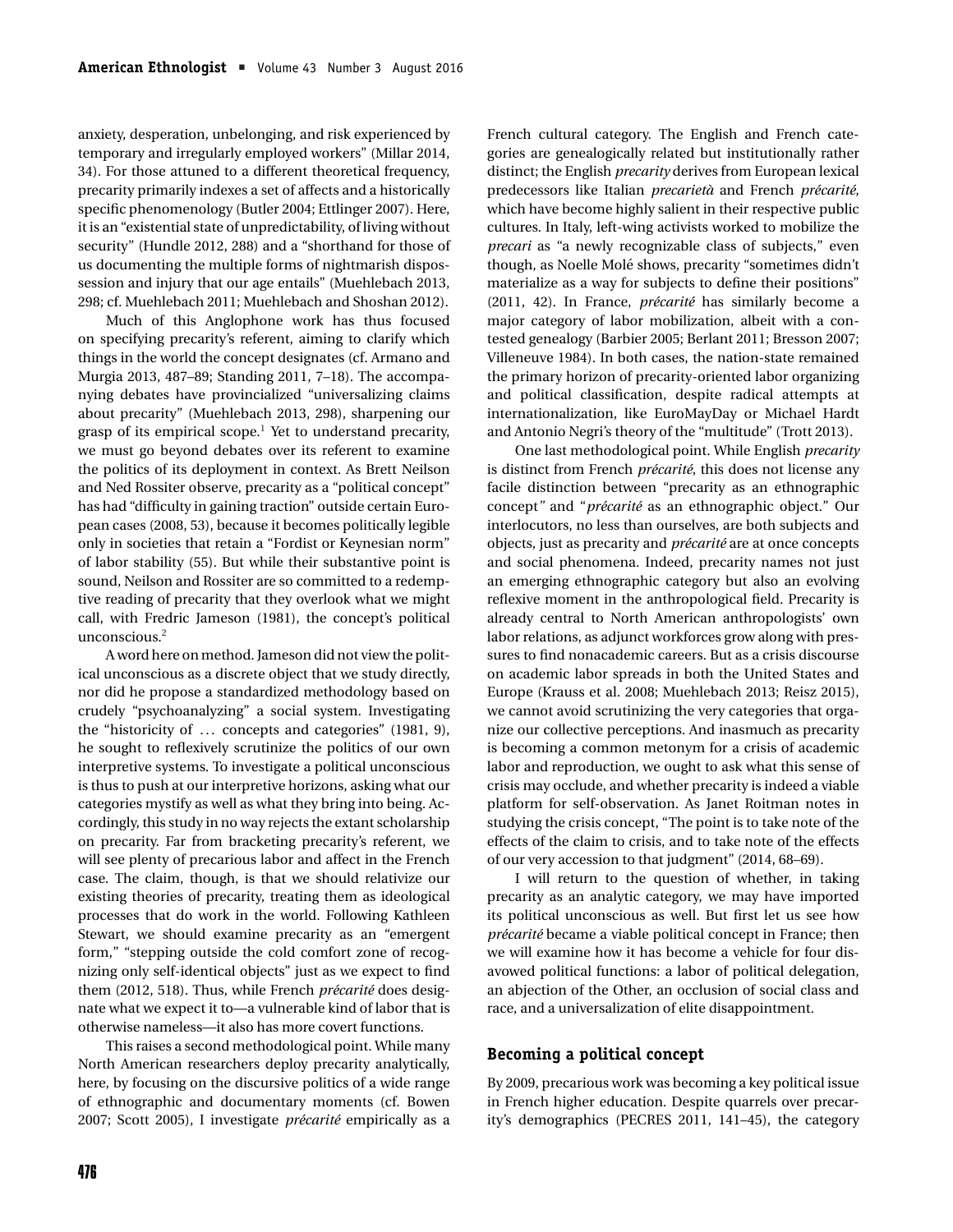anxiety, desperation, unbelonging, and risk experienced by temporary and irregularly employed workers" (Millar 2014, 34). For those attuned to a different theoretical frequency, precarity primarily indexes a set of affects and a historically specific phenomenology (Butler 2004; Ettlinger 2007). Here, it is an "existential state of unpredictability, of living without security" (Hundle 2012, 288) and a "shorthand for those of us documenting the multiple forms of nightmarish dispossession and injury that our age entails" (Muehlebach 2013, 298; cf. Muehlebach 2011; Muehlebach and Shoshan 2012).

Much of this Anglophone work has thus focused on specifying precarity's referent, aiming to clarify which things in the world the concept designates (cf. Armano and Murgia 2013, 487–89; Standing 2011, 7–18). The accompanying debates have provincialized "universalizing claims about precarity" (Muehlebach 2013, 298), sharpening our grasp of its empirical scope.[1] Yet to understand precarity, we must go beyond debates over its referent to examine the politics of its deployment in context. As Brett Neilson and Ned Rossiter observe, precarity as a "political concept" has had "difficulty in gaining traction" outside certain European cases (2008, 53), because it becomes politically legible only in societies that retain a "Fordist or Keynesian norm" of labor stability (55). But while their substantive point is sound, Neilson and Rossiter are so committed to a redemptive reading of precarity that they overlook what we might call, with Fredric Jameson (1981), the concept's political unconscious.[2]

A word here on method. Jameson did not view the political unconscious as a discrete object that we study directly, nor did he propose a standardized methodology based on crudely "psychoanalyzing" a social system. Investigating the "historicity of … concepts and categories" (1981, 9), he sought to reflexively scrutinize the politics of our own interpretive systems. To investigate a political unconscious is thus to push at our interpretive horizons, asking what our categories mystify as well as what they bring into being. Accordingly, this study in no way rejects the extant scholarship on precarity. Far from bracketing precarity's referent, we will see plenty of precarious labor and affect in the French case. The claim, though, is that we should relativize our existing theories of precarity, treating them as ideological processes that do work in the world. Following Kathleen Stewart, we should examine precarity as an "emergent form," "stepping outside the cold comfort zone of recognizing only self-identical objects" just as we expect to find them (2012, 518). Thus, while French *précarité* does designate what we expect it to—a vulnerable kind of labor that is otherwise nameless—it also has more covert functions.

This raises a second methodological point. While many North American researchers deploy precarity analytically, here, by focusing on the discursive politics of a wide range of ethnographic and documentary moments (cf. Bowen 2007; Scott 2005), I investigate *précarité* empirically as a French cultural category. The English and French categories are genealogically related but institutionally rather distinct; the English *precarity* derives from European lexical predecessors like Italian *precarietà* and French *précarité*, which have become highly salient in their respective public cultures. In Italy, left-wing activists worked to mobilize the *precari* as "a newly recognizable class of subjects," even though, as Noelle Molé shows, precarity "sometimes didn't materialize as a way for subjects to define their positions" (2011, 42). In France, *précarité* has similarly become a major category of labor mobilization, albeit with a contested genealogy (Barbier 2005; Berlant 2011; Bresson 2007; Villeneuve 1984). In both cases, the nation-state remained the primary horizon of precarity-oriented labor organizing and political classification, despite radical attempts at internationalization, like EuroMayDay or Michael Hardt and Antonio Negri's theory of the "multitude" (Trott 2013).

One last methodological point. While English *precarity* is distinct from French *précarité*, this does not license any facile distinction between "precarity as an ethnographic concept" and "*précarité* as an ethnographic object." Our interlocutors, no less than ourselves, are both subjects and objects, just as precarity and *précarité* are at once concepts and social phenomena. Indeed, precarity names not just an emerging ethnographic category but also an evolving reflexive moment in the anthropological field. Precarity is already central to North American anthropologists' own labor relations, as adjunct workforces grow along with pressures to find nonacademic careers. But as a crisis discourse on academic labor spreads in both the United States and Europe (Krauss et al. 2008; Muehlebach 2013; Reisz 2015), we cannot avoid scrutinizing the very categories that organize our collective perceptions. And inasmuch as precarity is becoming a common metonym for a crisis of academic labor and reproduction, we ought to ask what this sense of crisis may occlude, and whether precarity is indeed a viable platform for self-observation. As Janet Roitman notes in studying the crisis concept, "The point is to take note of the effects of the claim to crisis, and to take note of the effects of our very accession to that judgment" (2014, 68–69).

I will return to the question of whether, in taking precarity as an analytic category, we may have imported its political unconscious as well. But first let us see how *précarité* became a viable political concept in France; then we will examine how it has become a vehicle for four disavowed political functions: a labor of political delegation, an abjection of the Other, an occlusion of social class and race, and a universalization of elite disappointment.

## Becoming a political concept

By 2009, precarious work was becoming a key political issue in French higher education. Despite quarrels over precarity's demographics (PECRES 2011, 141–45), the category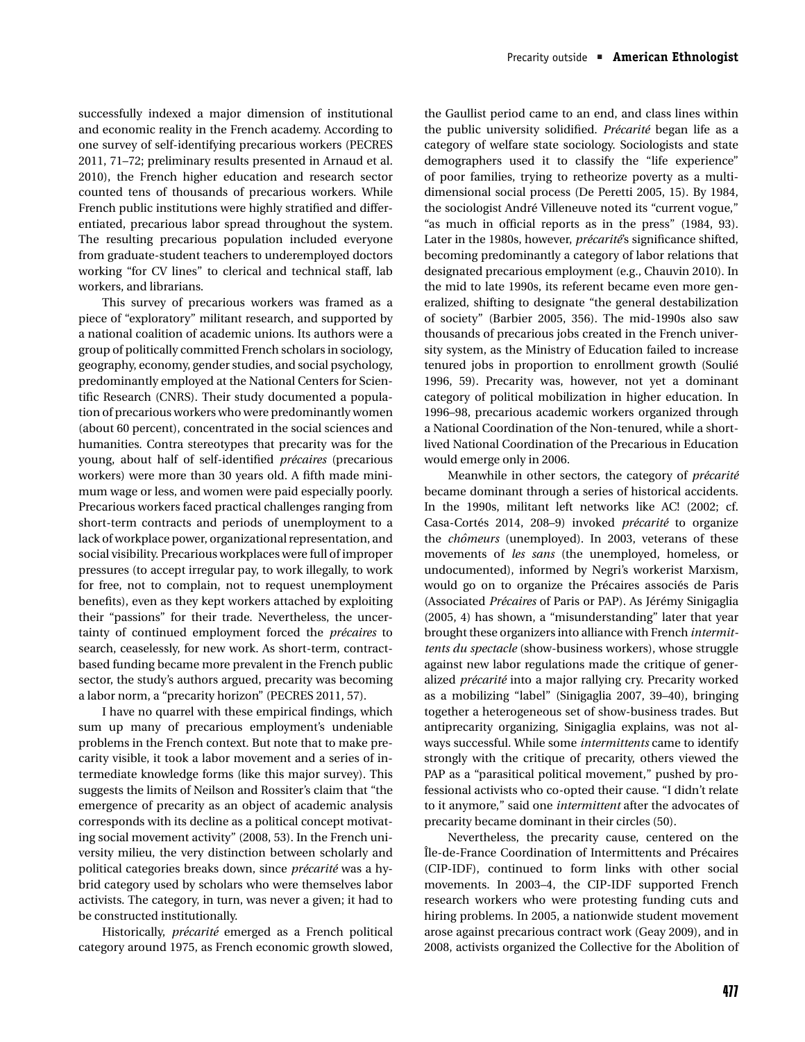successfully indexed a major dimension of institutional and economic reality in the French academy. According to one survey of self-identifying precarious workers (PECRES 2011, 71–72; preliminary results presented in Arnaud et al. 2010), the French higher education and research sector counted tens of thousands of precarious workers. While French public institutions were highly stratified and differentiated, precarious labor spread throughout the system. The resulting precarious population included everyone from graduate-student teachers to underemployed doctors working "for CV lines" to clerical and technical staff, lab workers, and librarians.

This survey of precarious workers was framed as a piece of "exploratory" militant research, and supported by a national coalition of academic unions. Its authors were a group of politically committed French scholars in sociology, geography, economy, gender studies, and social psychology, predominantly employed at the National Centers for Scientific Research (CNRS). Their study documented a population of precarious workers who were predominantly women (about 60 percent), concentrated in the social sciences and humanities. Contra stereotypes that precarity was for the young, about half of self-identified *précaires* (precarious workers) were more than 30 years old. A fifth made minimum wage or less, and women were paid especially poorly. Precarious workers faced practical challenges ranging from short-term contracts and periods of unemployment to a lack of workplace power, organizational representation, and social visibility. Precarious workplaces were full of improper pressures (to accept irregular pay, to work illegally, to work for free, not to complain, not to request unemployment benefits), even as they kept workers attached by exploiting their "passions" for their trade. Nevertheless, the uncertainty of continued employment forced the *précaires* to search, ceaselessly, for new work. As short-term, contract-based funding became more prevalent in the French public sector, the study's authors argued, precarity was becoming a labor norm, a "precarity horizon" (PECRES 2011, 57).

I have no quarrel with these empirical findings, which sum up many of precarious employment's undeniable problems in the French context. But note that to make precarity visible, it took a labor movement and a series of intermediate knowledge forms (like this major survey). This suggests the limits of Neilson and Rossiter's claim that "the emergence of precarity as an object of academic analysis corresponds with its decline as a political concept motivating social movement activity" (2008, 53). In the French university milieu, the very distinction between scholarly and political categories breaks down, since *précarité* was a hybrid category used by scholars who were themselves labor activists. The category, in turn, was never a given; it had to be constructed institutionally.

Historically, *précarité* emerged as a French political category around 1975, as French economic growth slowed, the Gaullist period came to an end, and class lines within the public university solidified. *Précarité* began life as a category of welfare state sociology. Sociologists and state demographers used it to classify the "life experience" of poor families, trying to retheorize poverty as a multidimensional social process (De Peretti 2005, 15). By 1984, the sociologist André Villeneuve noted its "current vogue," "as much in official reports as in the press" (1984, 93). Later in the 1980s, however, *précarité*'s significance shifted, becoming predominantly a category of labor relations that designated precarious employment (e.g., Chauvin 2010). In the mid to late 1990s, its referent became even more generalized, shifting to designate "the general destabilization of society" (Barbier 2005, 356). The mid-1990s also saw thousands of precarious jobs created in the French university system, as the Ministry of Education failed to increase tenured jobs in proportion to enrollment growth (Soulié 1996, 59). Precarity was, however, not yet a dominant category of political mobilization in higher education. In 1996–98, precarious academic workers organized through a National Coordination of the Non-tenured, while a short-lived National Coordination of the Precarious in Education would emerge only in 2006.

Meanwhile in other sectors, the category of *précarité* became dominant through a series of historical accidents. In the 1990s, militant left networks like AC! (2002; cf. Casa-Cortés 2014, 208–9) invoked *précarité* to organize the *chômeurs* (unemployed). In 2003, veterans of these movements of *les sans* (the unemployed, homeless, or undocumented), informed by Negri's workerist Marxism, would go on to organize the Précaires associés de Paris (Associated *Précaires* of Paris or PAP). As Jérémy Sinigaglia (2005, 4) has shown, a "misunderstanding" later that year brought these organizers into alliance with French *intermittents du spectacle* (show-business workers), whose struggle against new labor regulations made the critique of generalized *précarité* into a major rallying cry. Precarity worked as a mobilizing "label" (Sinigaglia 2007, 39–40), bringing together a heterogeneous set of show-business trades. But antiprecarity organizing, Sinigaglia explains, was not always successful. While some *intermittents* came to identify strongly with the critique of precarity, others viewed the PAP as a "parasitical political movement," pushed by professional activists who co-opted their cause. "I didn't relate to it anymore," said one *intermittent* after the advocates of precarity became dominant in their circles (50).

Nevertheless, the precarity cause, centered on the Île-de-France Coordination of Intermittents and Précaires (CIP-IDF), continued to form links with other social movements. In 2003–4, the CIP-IDF supported French research workers who were protesting funding cuts and hiring problems. In 2005, a nationwide student movement arose against precarious contract work (Geay 2009), and in 2008, activists organized the Collective for the Abolition of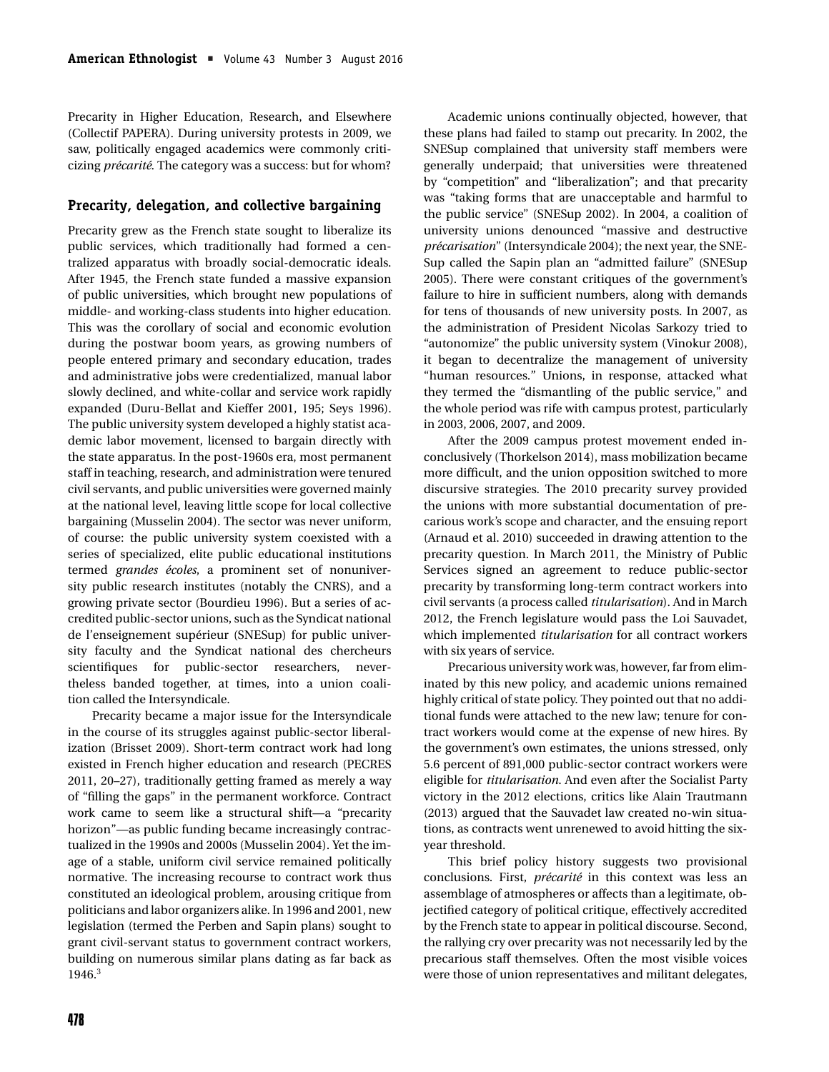Precarity in Higher Education, Research, and Elsewhere (Collectif PAPERA). During university protests in 2009, we saw, politically engaged academics were commonly criticizing *précarité*. The category was a success: but for whom?

## Precarity, delegation, and collective bargaining

Precarity grew as the French state sought to liberalize its public services, which traditionally had formed a centralized apparatus with broadly social-democratic ideals. After 1945, the French state funded a massive expansion of public universities, which brought new populations of middle- and working-class students into higher education. This was the corollary of social and economic evolution during the postwar boom years, as growing numbers of people entered primary and secondary education, trades and administrative jobs were credentialized, manual labor slowly declined, and white-collar and service work rapidly expanded (Duru-Bellat and Kieffer 2001, 195; Seys 1996). The public university system developed a highly statist academic labor movement, licensed to bargain directly with the state apparatus. In the post-1960s era, most permanent staff in teaching, research, and administration were tenured civil servants, and public universities were governed mainly at the national level, leaving little scope for local collective bargaining (Musselin 2004). The sector was never uniform, of course: the public university system coexisted with a series of specialized, elite public educational institutions termed *grandes écoles*, a prominent set of nonuniversity public research institutes (notably the CNRS), and a growing private sector (Bourdieu 1996). But a series of accredited public-sector unions, such as the Syndicat national de l'enseignement supérieur (SNESup) for public university faculty and the Syndicat national des chercheurs scientifiques for public-sector researchers, nevertheless banded together, at times, into a union coalition called the Intersyndicale.

Precarity became a major issue for the Intersyndicale in the course of its struggles against public-sector liberalization (Brisset 2009). Short-term contract work had long existed in French higher education and research (PECRES 2011, 20–27), traditionally getting framed as merely a way of "filling the gaps" in the permanent workforce. Contract work came to seem like a structural shift—a "precarity horizon"—as public funding became increasingly contractualized in the 1990s and 2000s (Musselin 2004). Yet the image of a stable, uniform civil service remained politically normative. The increasing recourse to contract work thus constituted an ideological problem, arousing critique from politicians and labor organizers alike. In 1996 and 2001, new legislation (termed the Perben and Sapin plans) sought to grant civil-servant status to government contract workers, building on numerous similar plans dating as far back as 1946.[3]

Academic unions continually objected, however, that these plans had failed to stamp out precarity. In 2002, the SNESup complained that university staff members were generally underpaid; that universities were threatened by "competition" and "liberalization"; and that precarity was "taking forms that are unacceptable and harmful to the public service" (SNESup 2002). In 2004, a coalition of university unions denounced "massive and destructive *précarisation*" (Intersyndicale 2004); the next year, the SNESup called the Sapin plan an "admitted failure" (SNESup 2005). There were constant critiques of the government's failure to hire in sufficient numbers, along with demands for tens of thousands of new university posts. In 2007, as the administration of President Nicolas Sarkozy tried to "autonomize" the public university system (Vinokur 2008), it began to decentralize the management of university "human resources." Unions, in response, attacked what they termed the "dismantling of the public service," and the whole period was rife with campus protest, particularly in 2003, 2006, 2007, and 2009.

After the 2009 campus protest movement ended inconclusively (Thorkelson 2014), mass mobilization became more difficult, and the union opposition switched to more discursive strategies. The 2010 precarity survey provided the unions with more substantial documentation of precarious work's scope and character, and the ensuing report (Arnaud et al. 2010) succeeded in drawing attention to the precarity question. In March 2011, the Ministry of Public Services signed an agreement to reduce public-sector precarity by transforming long-term contract workers into civil servants (a process called *titularisation*). And in March 2012, the French legislature would pass the Loi Sauvadet, which implemented *titularisation* for all contract workers with six years of service.

Precarious university work was, however, far from eliminated by this new policy, and academic unions remained highly critical of state policy. They pointed out that no additional funds were attached to the new law; tenure for contract workers would come at the expense of new hires. By the government's own estimates, the unions stressed, only 5.6 percent of 891,000 public-sector contract workers were eligible for *titularisation*. And even after the Socialist Party victory in the 2012 elections, critics like Alain Trautmann (2013) argued that the Sauvadet law created no-win situations, as contracts went unrenewed to avoid hitting the six-year threshold.

This brief policy history suggests two provisional conclusions. First, *précarité* in this context was less an assemblage of atmospheres or affects than a legitimate, objectified category of political critique, effectively accredited by the French state to appear in political discourse. Second, the rallying cry over precarity was not necessarily led by the precarious staff themselves. Often the most visible voices were those of union representatives and militant delegates,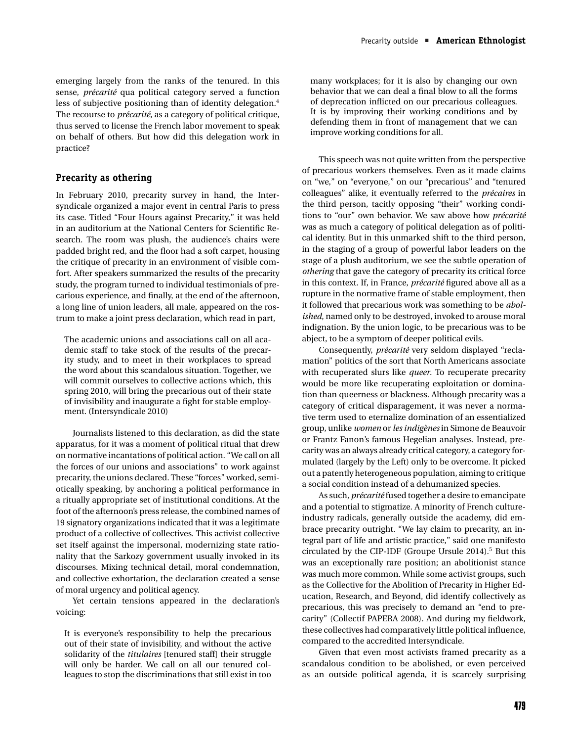emerging largely from the ranks of the tenured. In this sense, *précarité* qua political category served a function less of subjective positioning than of identity delegation.[4] The recourse to *précarité*, as a category of political critique, thus served to license the French labor movement to speak on behalf of others. But how did this delegation work in practice?

## Precarity as othering

In February 2010, precarity survey in hand, the Intersyndicale organized a major event in central Paris to press its case. Titled "Four Hours against Precarity," it was held in an auditorium at the National Centers for Scientific Research. The room was plush, the audience's chairs were padded bright red, and the floor had a soft carpet, housing the critique of precarity in an environment of visible comfort. After speakers summarized the results of the precarity study, the program turned to individual testimonials of precarious experience, and finally, at the end of the afternoon, a long line of union leaders, all male, appeared on the rostrum to make a joint press declaration, which read in part,

> The academic unions and associations call on all academic staff to take stock of the results of the precarity study, and to meet in their workplaces to spread the word about this scandalous situation. Together, we will commit ourselves to collective actions which, this spring 2010, will bring the precarious out of their state of invisibility and inaugurate a fight for stable employment. (Intersyndicale 2010)

Journalists listened to this declaration, as did the state apparatus, for it was a moment of political ritual that drew on normative incantations of political action. "We call on all the forces of our unions and associations" to work against precarity, the unions declared. These "forces" worked, semiotically speaking, by anchoring a political performance in a ritually appropriate set of institutional conditions. At the foot of the afternoon's press release, the combined names of 19 signatory organizations indicated that it was a legitimate product of a collective of collectives. This activist collective set itself against the impersonal, modernizing state rationality that the Sarkozy government usually invoked in its discourses. Mixing technical detail, moral condemnation, and collective exhortation, the declaration created a sense of moral urgency and political agency.

Yet certain tensions appeared in the declaration's voicing:

> It is everyone's responsibility to help the precarious out of their state of invisibility, and without the active solidarity of the *titulaires* [tenured staff] their struggle will only be harder. We call on all our tenured colleagues to stop the discriminations that still exist in too many workplaces; for it is also by changing our own behavior that we can deal a final blow to all the forms of deprecation inflicted on our precarious colleagues. It is by improving their working conditions and by defending them in front of management that we can improve working conditions for all.

This speech was not quite written from the perspective of precarious workers themselves. Even as it made claims on "we," on "everyone," on our "precarious" and "tenured colleagues" alike, it eventually referred to the *précaires* in the third person, tacitly opposing "their" working conditions to "our" own behavior. We saw above how *précarité* was as much a category of political delegation as of political identity. But in this unmarked shift to the third person, in the staging of a group of powerful labor leaders on the stage of a plush auditorium, we see the subtle operation of *othering* that gave the category of precarity its critical force in this context. If, in France, *précarité* figured above all as a rupture in the normative frame of stable employment, then it followed that precarious work was something to be *abolished*, named only to be destroyed, invoked to arouse moral indignation. By the union logic, to be precarious was to be abject, to be a symptom of deeper political evils.

Consequently, *précarité* very seldom displayed "reclamation" politics of the sort that North Americans associate with recuperated slurs like *queer*. To recuperate precarity would be more like recuperating exploitation or domination than queerness or blackness. Although precarity was a category of critical disparagement, it was never a normative term used to eternalize domination of an essentialized group, unlike *women* or *les indigènes* in Simone de Beauvoir or Frantz Fanon's famous Hegelian analyses. Instead, precarity was an always already critical category, a category formulated (largely by the Left) only to be overcome. It picked out a patently heterogeneous population, aiming to critique a social condition instead of a dehumanized species.

As such, *précarité* fused together a desire to emancipate and a potential to stigmatize. A minority of French culture-industry radicals, generally outside the academy, did embrace precarity outright. "We lay claim to precarity, an integral part of life and artistic practice," said one manifesto circulated by the CIP-IDF (Groupe Ursule 2014).[5] But this was an exceptionally rare position; an abolitionist stance was much more common. While some activist groups, such as the Collective for the Abolition of Precarity in Higher Education, Research, and Beyond, did identify collectively as precarious, this was precisely to demand an "end to precarity" (Collectif PAPERA 2008). And during my fieldwork, these collectives had comparatively little political influence, compared to the accredited Intersyndicale.

Given that even most activists framed precarity as a scandalous condition to be abolished, or even perceived as an outside political agenda, it is scarcely surprising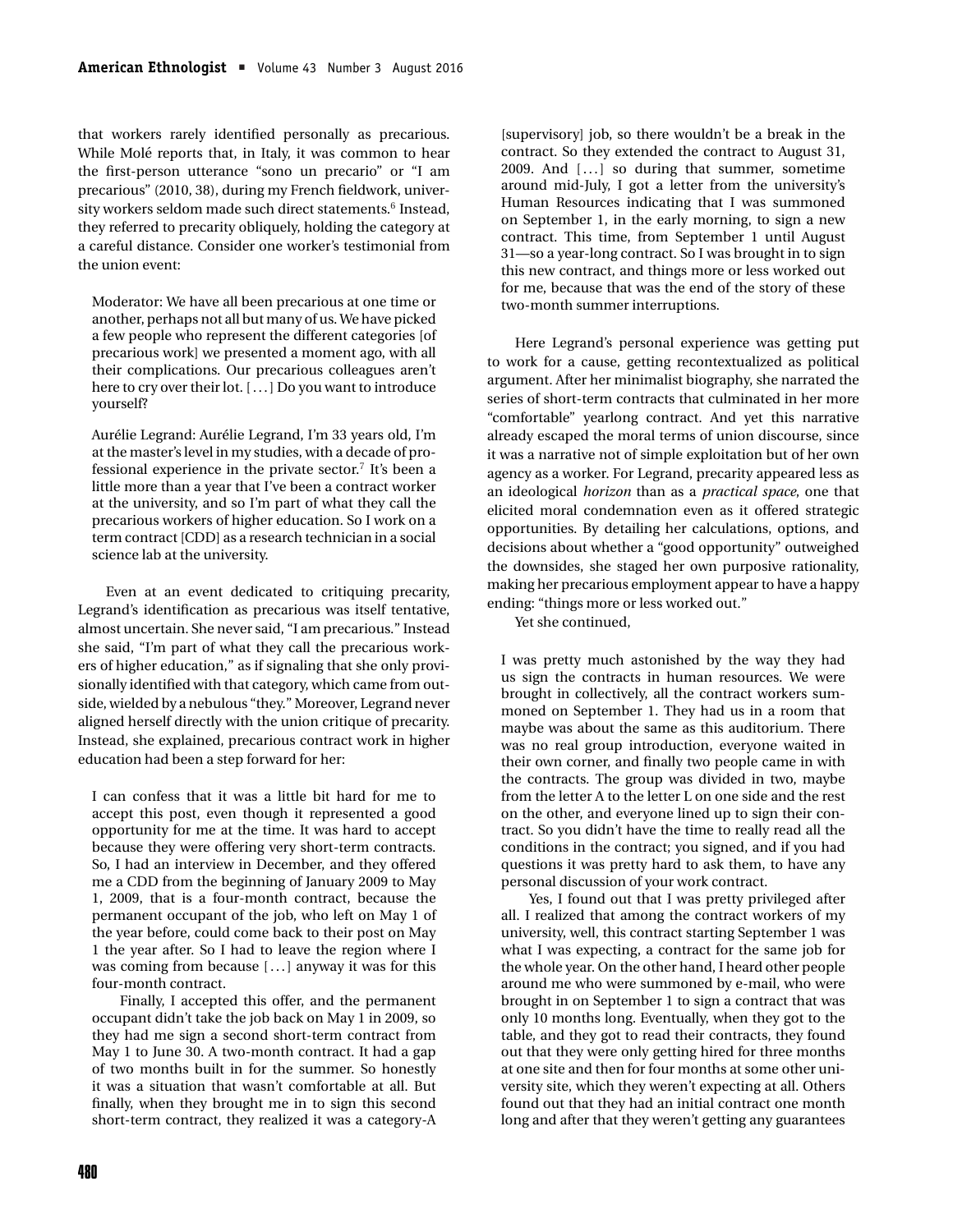that workers rarely identified personally as precarious. While Molé reports that, in Italy, it was common to hear the first-person utterance "sono un precario" or "I am precarious" (2010, 38), during my French fieldwork, university workers seldom made such direct statements.[6] Instead, they referred to precarity obliquely, holding the category at a careful distance. Consider one worker's testimonial from the union event:

> Moderator: We have all been precarious at one time or another, perhaps not all but many of us. We have picked a few people who represent the different categories [of precarious work] we presented a moment ago, with all their complications. Our precarious colleagues aren't here to cry over their lot. [ . . . ] Do you want to introduce yourself?
>
> Aurélie Legrand: Aurélie Legrand, I'm 33 years old, I'm at the master's level in my studies, with a decade of professional experience in the private sector.[7] It's been a little more than a year that I've been a contract worker at the university, and so I'm part of what they call the precarious workers of higher education. So I work on a term contract [CDD] as a research technician in a social science lab at the university.

Even at an event dedicated to critiquing precarity, Legrand's identification as precarious was itself tentative, almost uncertain. She never said, "I am precarious." Instead she said, "I'm part of what they call the precarious workers of higher education," as if signaling that she only provisionally identified with that category, which came from outside, wielded by a nebulous "they." Moreover, Legrand never aligned herself directly with the union critique of precarity. Instead, she explained, precarious contract work in higher education had been a step forward for her:

> I can confess that it was a little bit hard for me to accept this post, even though it represented a good opportunity for me at the time. It was hard to accept because they were offering very short-term contracts. So, I had an interview in December, and they offered me a CDD from the beginning of January 2009 to May 1, 2009, that is a four-month contract, because the permanent occupant of the job, who left on May 1 of the year before, could come back to their post on May 1 the year after. So I had to leave the region where I was coming from because [ . . . ] anyway it was for this four-month contract.
>
> Finally, I accepted this offer, and the permanent occupant didn't take the job back on May 1 in 2009, so they had me sign a second short-term contract from May 1 to June 30. A two-month contract. It had a gap of two months built in for the summer. So honestly it was a situation that wasn't comfortable at all. But finally, when they brought me in to sign this second short-term contract, they realized it was a category-A [supervisory] job, so there wouldn't be a break in the contract. So they extended the contract to August 31, 2009. And [ . . . ] so during that summer, sometime around mid-July, I got a letter from the university's Human Resources indicating that I was summoned on September 1, in the early morning, to sign a new contract. This time, from September 1 until August 31—so a year-long contract. So I was brought in to sign this new contract, and things more or less worked out for me, because that was the end of the story of these two-month summer interruptions.

Here Legrand's personal experience was getting put to work for a cause, getting recontextualized as political argument. After her minimalist biography, she narrated the series of short-term contracts that culminated in her more "comfortable" yearlong contract. And yet this narrative already escaped the moral terms of union discourse, since it was a narrative not of simple exploitation but of her own agency as a worker. For Legrand, precarity appeared less as an ideological *horizon* than as a *practical space*, one that elicited moral condemnation even as it offered strategic opportunities. By detailing her calculations, options, and decisions about whether a "good opportunity" outweighed the downsides, she staged her own purposive rationality, making her precarious employment appear to have a happy ending: "things more or less worked out."

Yet she continued,

> I was pretty much astonished by the way they had us sign the contracts in human resources. We were brought in collectively, all the contract workers summoned on September 1. They had us in a room that maybe was about the same as this auditorium. There was no real group introduction, everyone waited in their own corner, and finally two people came in with the contracts. The group was divided in two, maybe from the letter A to the letter L on one side and the rest on the other, and everyone lined up to sign their contract. So you didn't have the time to really read all the conditions in the contract; you signed, and if you had questions it was pretty hard to ask them, to have any personal discussion of your work contract.
>
> Yes, I found out that I was pretty privileged after all. I realized that among the contract workers of my university, well, this contract starting September 1 was what I was expecting, a contract for the same job for the whole year. On the other hand, I heard other people around me who were summoned by e-mail, who were brought in on September 1 to sign a contract that was only 10 months long. Eventually, when they got to the table, and they got to read their contracts, they found out that they were only getting hired for three months at one site and then for four months at some other university site, which they weren't expecting at all. Others found out that they had an initial contract one month long and after that they weren't getting any guarantees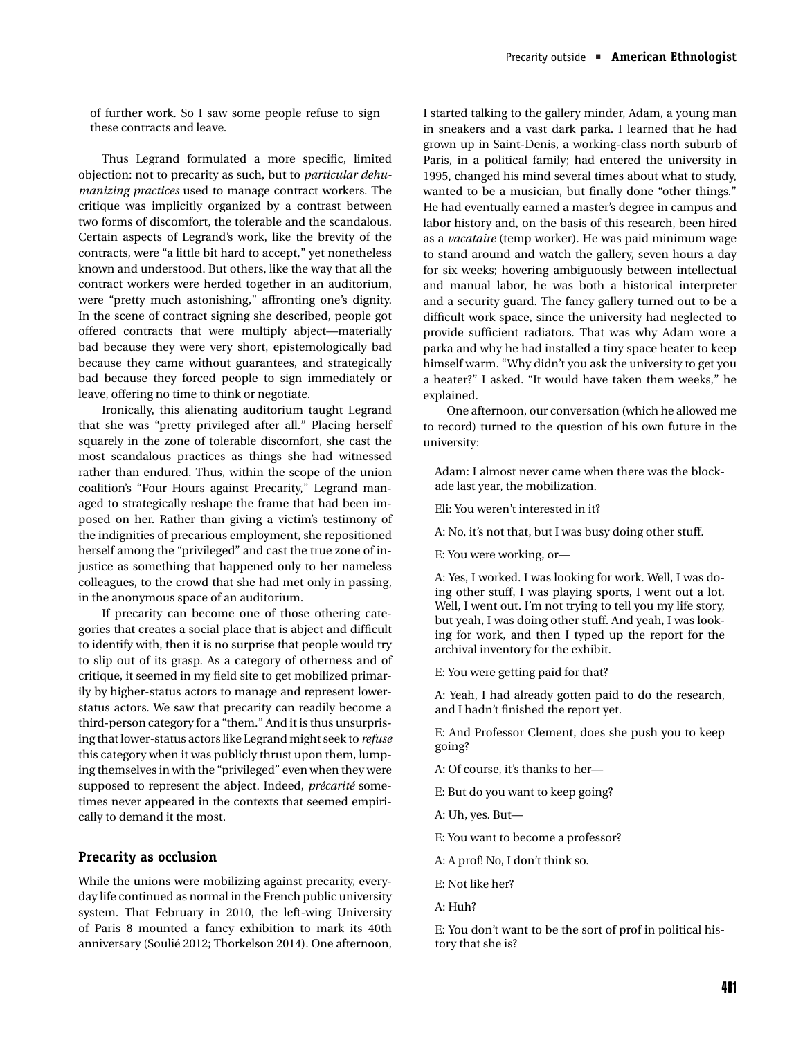of further work. So I saw some people refuse to sign these contracts and leave.

Thus Legrand formulated a more specific, limited objection: not to precarity as such, but to *particular dehumanizing practices* used to manage contract workers. The critique was implicitly organized by a contrast between two forms of discomfort, the tolerable and the scandalous. Certain aspects of Legrand's work, like the brevity of the contracts, were "a little bit hard to accept," yet nonetheless known and understood. But others, like the way that all the contract workers were herded together in an auditorium, were "pretty much astonishing," affronting one's dignity. In the scene of contract signing she described, people got offered contracts that were multiply abject—materially bad because they were very short, epistemologically bad because they came without guarantees, and strategically bad because they forced people to sign immediately or leave, offering no time to think or negotiate.

Ironically, this alienating auditorium taught Legrand that she was "pretty privileged after all." Placing herself squarely in the zone of tolerable discomfort, she cast the most scandalous practices as things she had witnessed rather than endured. Thus, within the scope of the union coalition's "Four Hours against Precarity," Legrand managed to strategically reshape the frame that had been imposed on her. Rather than giving a victim's testimony of the indignities of precarious employment, she repositioned herself among the "privileged" and cast the true zone of injustice as something that happened only to her nameless colleagues, to the crowd that she had met only in passing, in the anonymous space of an auditorium.

If precarity can become one of those othering categories that creates a social place that is abject and difficult to identify with, then it is no surprise that people would try to slip out of its grasp. As a category of otherness and of critique, it seemed in my field site to get mobilized primarily by higher-status actors to manage and represent lower-status actors. We saw that precarity can readily become a third-person category for a "them." And it is thus unsurprising that lower-status actors like Legrand might seek to *refuse* this category when it was publicly thrust upon them, lumping themselves in with the "privileged" even when they were supposed to represent the abject. Indeed, *précarité* sometimes never appeared in the contexts that seemed empirically to demand it the most.

## Precarity as occlusion

While the unions were mobilizing against precarity, everyday life continued as normal in the French public university system. That February in 2010, the left-wing University of Paris 8 mounted a fancy exhibition to mark its 40th anniversary (Soulié 2012; Thorkelson 2014). One afternoon, I started talking to the gallery minder, Adam, a young man in sneakers and a vast dark parka. I learned that he had grown up in Saint-Denis, a working-class north suburb of Paris, in a political family; had entered the university in 1995, changed his mind several times about what to study, wanted to be a musician, but finally done "other things." He had eventually earned a master's degree in campus and labor history and, on the basis of this research, been hired as a *vacataire* (temp worker). He was paid minimum wage to stand around and watch the gallery, seven hours a day for six weeks; hovering ambiguously between intellectual and manual labor, he was both a historical interpreter and a security guard. The fancy gallery turned out to be a difficult work space, since the university had neglected to provide sufficient radiators. That was why Adam wore a parka and why he had installed a tiny space heater to keep himself warm. "Why didn't you ask the university to get you a heater?" I asked. "It would have taken them weeks," he explained.

One afternoon, our conversation (which he allowed me to record) turned to the question of his own future in the university:

> Adam: I almost never came when there was the blockade last year, the mobilization.
>
> Eli: You weren't interested in it?
>
> A: No, it's not that, but I was busy doing other stuff.
>
> E: You were working, or—
>
> A: Yes, I worked. I was looking for work. Well, I was doing other stuff, I was playing sports, I went out a lot. Well, I went out. I'm not trying to tell you my life story, but yeah, I was doing other stuff. And yeah, I was looking for work, and then I typed up the report for the archival inventory for the exhibit.
>
> E: You were getting paid for that?
>
> A: Yeah, I had already gotten paid to do the research, and I hadn't finished the report yet.
>
> E: And Professor Clement, does she push you to keep going?
>
> A: Of course, it's thanks to her—
>
> E: But do you want to keep going?
>
> A: Uh, yes. But—
>
> E: You want to become a professor?
>
> A: A prof! No, I don't think so.
>
> E: Not like her?
>
> A: Huh?
>
> E: You don't want to be the sort of prof in political history that she is?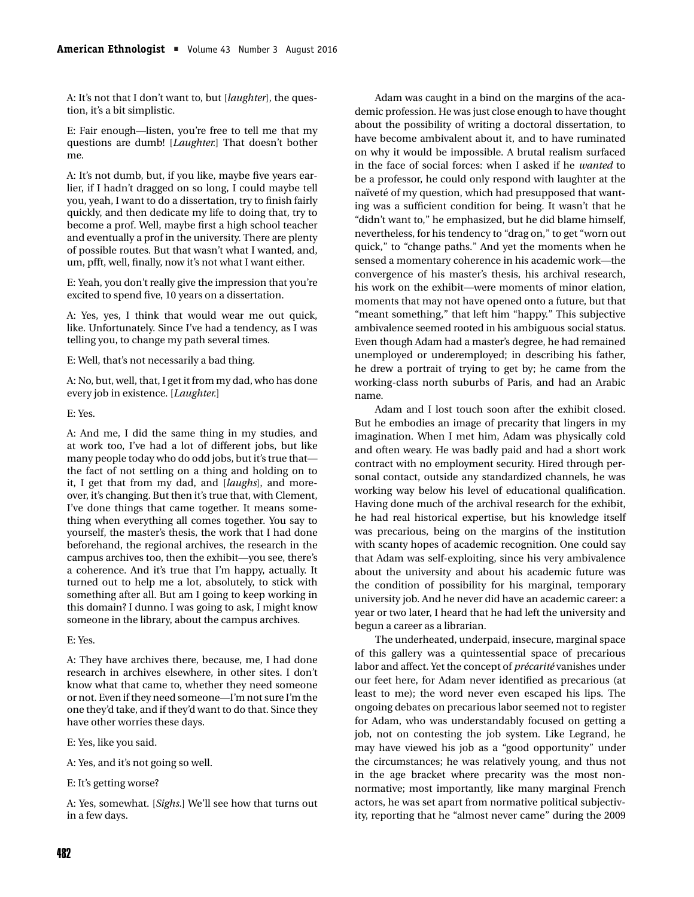A: It's not that I don't want to, but [*laughter*], the question, it's a bit simplistic.

E: Fair enough—listen, you're free to tell me that my questions are dumb! [*Laughter.*] That doesn't bother me.

A: It's not dumb, but, if you like, maybe five years earlier, if I hadn't dragged on so long, I could maybe tell you, yeah, I want to do a dissertation, try to finish fairly quickly, and then dedicate my life to doing that, try to become a prof. Well, maybe first a high school teacher and eventually a prof in the university. There are plenty of possible routes. But that wasn't what I wanted, and, um, pfft, well, finally, now it's not what I want either.

E: Yeah, you don't really give the impression that you're excited to spend five, 10 years on a dissertation.

A: Yes, yes, I think that would wear me out quick, like. Unfortunately. Since I've had a tendency, as I was telling you, to change my path several times.

E: Well, that's not necessarily a bad thing.

A: No, but, well, that, I get it from my dad, who has done every job in existence. [*Laughter.*]

E: Yes.

A: And me, I did the same thing in my studies, and at work too, I've had a lot of different jobs, but like many people today who do odd jobs, but it's true that—the fact of not settling on a thing and holding on to it, I get that from my dad, and [*laughs*], and moreover, it's changing. But then it's true that, with Clement, I've done things that came together. It means something when everything all comes together. You say to yourself, the master's thesis, the work that I had done beforehand, the regional archives, the research in the campus archives too, then the exhibit—you see, there's a coherence. And it's true that I'm happy, actually. It turned out to help me a lot, absolutely, to stick with something after all. But am I going to keep working in this domain? I dunno. I was going to ask, I might know someone in the library, about the campus archives.

E: Yes.

A: They have archives there, because, me, I had done research in archives elsewhere, in other sites. I don't know what that came to, whether they need someone or not. Even if they need someone—I'm not sure I'm the one they'd take, and if they'd want to do that. Since they have other worries these days.

E: Yes, like you said.

A: Yes, and it's not going so well.

E: It's getting worse?

A: Yes, somewhat. [*Sighs.*] We'll see how that turns out in a few days.

Adam was caught in a bind on the margins of the academic profession. He was just close enough to have thought about the possibility of writing a doctoral dissertation, to have become ambivalent about it, and to have ruminated on why it would be impossible. A brutal realism surfaced in the face of social forces: when I asked if he *wanted* to be a professor, he could only respond with laughter at the naïveté of my question, which had presupposed that wanting was a sufficient condition for being. It wasn't that he "didn't want to," he emphasized, but he did blame himself, nevertheless, for his tendency to "drag on," to get "worn out quick," to "change paths." And yet the moments when he sensed a momentary coherence in his academic work—the convergence of his master's thesis, his archival research, his work on the exhibit—were moments of minor elation, moments that may not have opened onto a future, but that "meant something," that left him "happy." This subjective ambivalence seemed rooted in his ambiguous social status. Even though Adam had a master's degree, he had remained unemployed or underemployed; in describing his father, he drew a portrait of trying to get by; he came from the working-class north suburbs of Paris, and had an Arabic name.

Adam and I lost touch soon after the exhibit closed. But he embodies an image of precarity that lingers in my imagination. When I met him, Adam was physically cold and often weary. He was badly paid and had a short work contract with no employment security. Hired through personal contact, outside any standardized channels, he was working way below his level of educational qualification. Having done much of the archival research for the exhibit, he had real historical expertise, but his knowledge itself was precarious, being on the margins of the institution with scanty hopes of academic recognition. One could say that Adam was self-exploiting, since his very ambivalence about the university and about his academic future was the condition of possibility for his marginal, temporary university job. And he never did have an academic career: a year or two later, I heard that he had left the university and begun a career as a librarian.

The underheated, underpaid, insecure, marginal space of this gallery was a quintessential space of precarious labor and affect. Yet the concept of *précarité* vanishes under our feet here, for Adam never identified as precarious (at least to me); the word never even escaped his lips. The ongoing debates on precarious labor seemed not to register for Adam, who was understandably focused on getting a job, not on contesting the job system. Like Legrand, he may have viewed his job as a "good opportunity" under the circumstances; he was relatively young, and thus not in the age bracket where precarity was the most nonnormative; most importantly, like many marginal French actors, he was set apart from normative political subjectivity, reporting that he "almost never came" during the 2009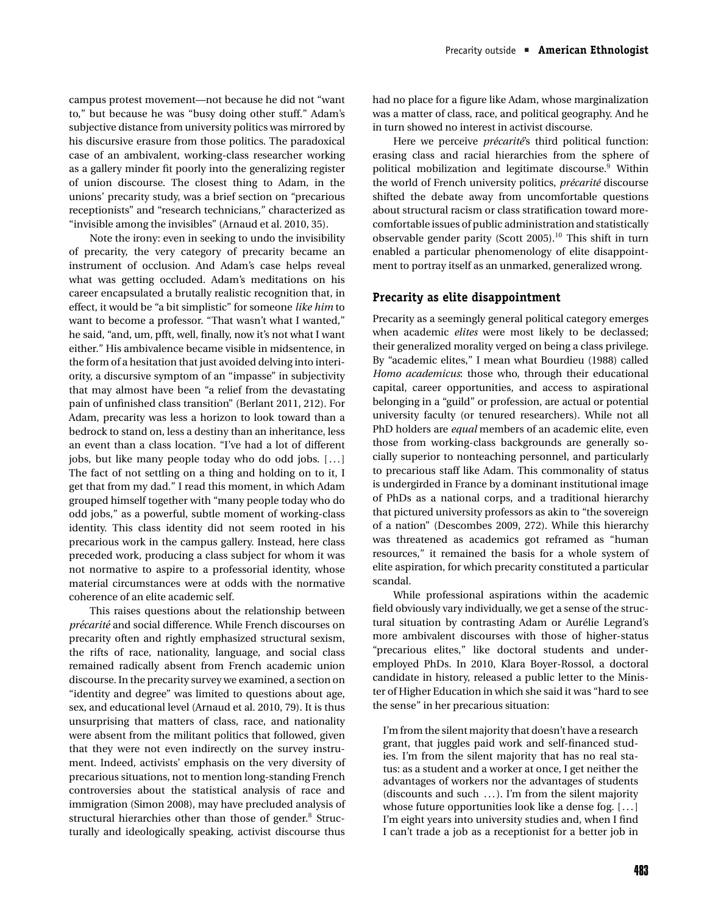campus protest movement—not because he did not "want to," but because he was "busy doing other stuff." Adam's subjective distance from university politics was mirrored by his discursive erasure from those politics. The paradoxical case of an ambivalent, working-class researcher working as a gallery minder fit poorly into the generalizing register of union discourse. The closest thing to Adam, in the unions' precarity study, was a brief section on "precarious receptionists" and "research technicians," characterized as "invisible among the invisibles" (Arnaud et al. 2010, 35).

Note the irony: even in seeking to undo the invisibility of precarity, the very category of precarity became an instrument of occlusion. And Adam's case helps reveal what was getting occluded. Adam's meditations on his career encapsulated a brutally realistic recognition that, in effect, it would be "a bit simplistic" for someone *like him* to want to become a professor. "That wasn't what I wanted," he said, "and, um, pfft, well, finally, now it's not what I want either." His ambivalence became visible in midsentence, in the form of a hesitation that just avoided delving into interiority, a discursive symptom of an "impasse" in subjectivity that may almost have been "a relief from the devastating pain of unfinished class transition" (Berlant 2011, 212). For Adam, precarity was less a horizon to look toward than a bedrock to stand on, less a destiny than an inheritance, less an event than a class location. "I've had a lot of different jobs, but like many people today who do odd jobs. [. . .] The fact of not settling on a thing and holding on to it, I get that from my dad." I read this moment, in which Adam grouped himself together with "many people today who do odd jobs," as a powerful, subtle moment of working-class identity. This class identity did not seem rooted in his precarious work in the campus gallery. Instead, here class preceded work, producing a class subject for whom it was not normative to aspire to a professorial identity, whose material circumstances were at odds with the normative coherence of an elite academic self.

This raises questions about the relationship between *précarité* and social difference. While French discourses on precarity often and rightly emphasized structural sexism, the rifts of race, nationality, language, and social class remained radically absent from French academic union discourse. In the precarity survey we examined, a section on "identity and degree" was limited to questions about age, sex, and educational level (Arnaud et al. 2010, 79). It is thus unsurprising that matters of class, race, and nationality were absent from the militant politics that followed, given that they were not even indirectly on the survey instrument. Indeed, activists' emphasis on the very diversity of precarious situations, not to mention long-standing French controversies about the statistical analysis of race and immigration (Simon 2008), may have precluded analysis of structural hierarchies other than those of gender.[8] Structurally and ideologically speaking, activist discourse thus had no place for a figure like Adam, whose marginalization was a matter of class, race, and political geography. And he in turn showed no interest in activist discourse.

Here we perceive *précarité*'s third political function: erasing class and racial hierarchies from the sphere of political mobilization and legitimate discourse.[9] Within the world of French university politics, *précarité* discourse shifted the debate away from uncomfortable questions about structural racism or class stratification toward more-comfortable issues of public administration and statistically observable gender parity (Scott 2005).[10] This shift in turn enabled a particular phenomenology of elite disappointment to portray itself as an unmarked, generalized wrong.

## Precarity as elite disappointment

Precarity as a seemingly general political category emerges when academic *elites* were most likely to be declassed; their generalized morality verged on being a class privilege. By "academic elites," I mean what Bourdieu (1988) called *Homo academicus*: those who, through their educational capital, career opportunities, and access to aspirational belonging in a "guild" or profession, are actual or potential university faculty (or tenured researchers). While not all PhD holders are *equal* members of an academic elite, even those from working-class backgrounds are generally socially superior to nonteaching personnel, and particularly to precarious staff like Adam. This commonality of status is undergirded in France by a dominant institutional image of PhDs as a national corps, and a traditional hierarchy that pictured university professors as akin to "the sovereign of a nation" (Descombes 2009, 272). While this hierarchy was threatened as academics got reframed as "human resources," it remained the basis for a whole system of elite aspiration, for which precarity constituted a particular scandal.

While professional aspirations within the academic field obviously vary individually, we get a sense of the structural situation by contrasting Adam or Aurélie Legrand's more ambivalent discourses with those of higher-status "precarious elites," like doctoral students and underemployed PhDs. In 2010, Klara Boyer-Rossol, a doctoral candidate in history, released a public letter to the Minister of Higher Education in which she said it was "hard to see the sense" in her precarious situation:

> I'm from the silent majority that doesn't have a research grant, that juggles paid work and self-financed studies. I'm from the silent majority that has no real status: as a student and a worker at once, I get neither the advantages of workers nor the advantages of students (discounts and such . . .). I'm from the silent majority whose future opportunities look like a dense fog. [. . .] I'm eight years into university studies and, when I find I can't trade a job as a receptionist for a better job in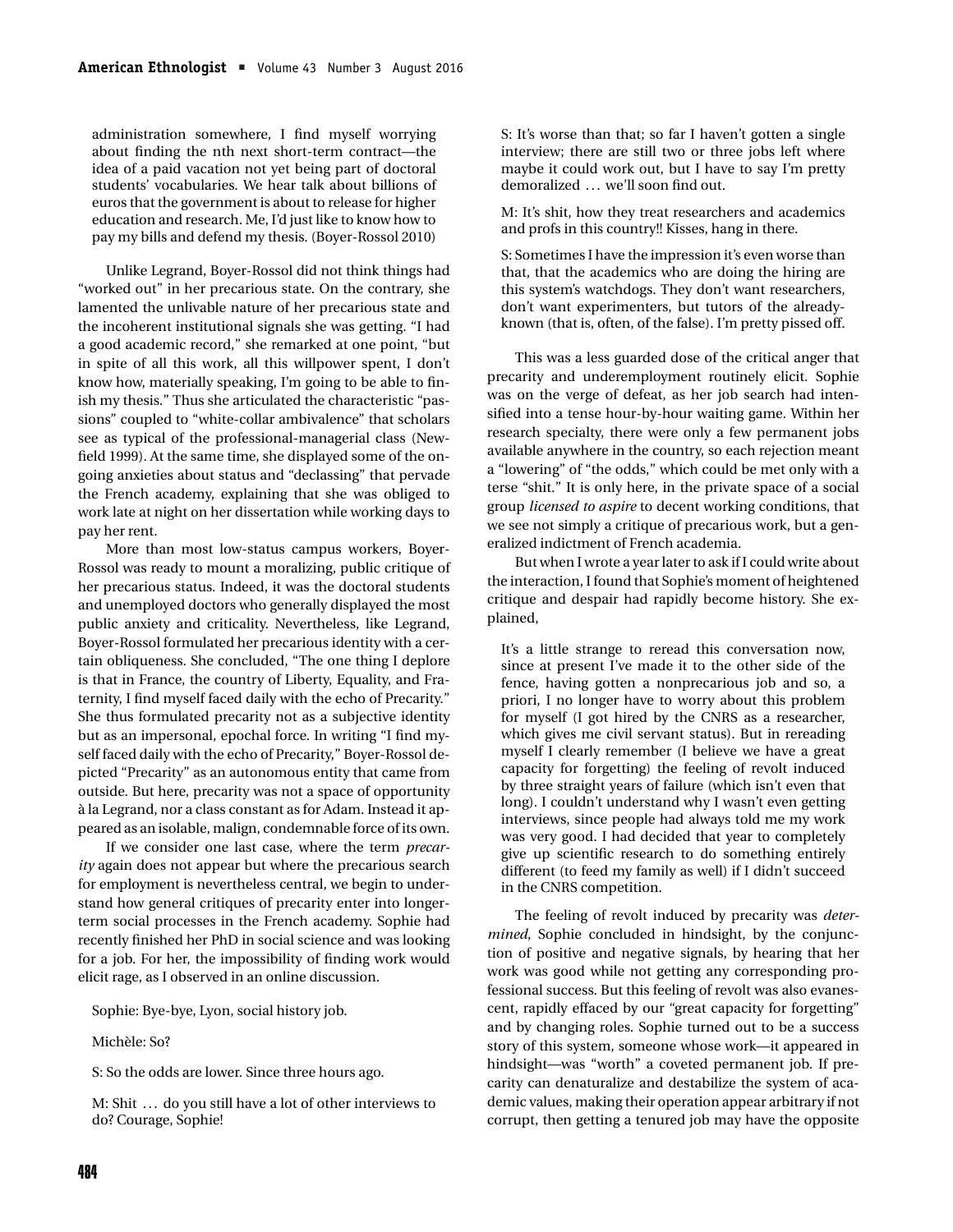administration somewhere, I find myself worrying about finding the nth next short-term contract—the idea of a paid vacation not yet being part of doctoral students' vocabularies. We hear talk about billions of euros that the government is about to release for higher education and research. Me, I'd just like to know how to pay my bills and defend my thesis. (Boyer-Rossol 2010)

Unlike Legrand, Boyer-Rossol did not think things had "worked out" in her precarious state. On the contrary, she lamented the unlivable nature of her precarious state and the incoherent institutional signals she was getting. "I had a good academic record," she remarked at one point, "but in spite of all this work, all this willpower spent, I don't know how, materially speaking, I'm going to be able to finish my thesis." Thus she articulated the characteristic "passions" coupled to "white-collar ambivalence" that scholars see as typical of the professional-managerial class (Newfield 1999). At the same time, she displayed some of the ongoing anxieties about status and "declassing" that pervade the French academy, explaining that she was obliged to work late at night on her dissertation while working days to pay her rent.

More than most low-status campus workers, Boyer-Rossol was ready to mount a moralizing, public critique of her precarious status. Indeed, it was the doctoral students and unemployed doctors who generally displayed the most public anxiety and criticality. Nevertheless, like Legrand, Boyer-Rossol formulated her precarious identity with a certain obliqueness. She concluded, "The one thing I deplore is that in France, the country of Liberty, Equality, and Fraternity, I find myself faced daily with the echo of Precarity." She thus formulated precarity not as a subjective identity but as an impersonal, epochal force. In writing "I find myself faced daily with the echo of Precarity," Boyer-Rossol depicted "Precarity" as an autonomous entity that came from outside. But here, precarity was not a space of opportunity à la Legrand, nor a class constant as for Adam. Instead it appeared as an isolable, malign, condemnable force of its own.

If we consider one last case, where the term *precarity* again does not appear but where the precarious search for employment is nevertheless central, we begin to understand how general critiques of precarity enter into longer-term social processes in the French academy. Sophie had recently finished her PhD in social science and was looking for a job. For her, the impossibility of finding work would elicit rage, as I observed in an online discussion.

> Sophie: Bye-bye, Lyon, social history job.
>
> Michèle: So?
>
> S: So the odds are lower. Since three hours ago.
>
> M: Shit ... do you still have a lot of other interviews to do? Courage, Sophie!
>
> S: It's worse than that; so far I haven't gotten a single interview; there are still two or three jobs left where maybe it could work out, but I have to say I'm pretty demoralized ... we'll soon find out.
>
> M: It's shit, how they treat researchers and academics and profs in this country!! Kisses, hang in there.
>
> S: Sometimes I have the impression it's even worse than that, that the academics who are doing the hiring are this system's watchdogs. They don't want researchers, don't want experimenters, but tutors of the already-known (that is, often, of the false). I'm pretty pissed off.

This was a less guarded dose of the critical anger that precarity and underemployment routinely elicit. Sophie was on the verge of defeat, as her job search had intensified into a tense hour-by-hour waiting game. Within her research specialty, there were only a few permanent jobs available anywhere in the country, so each rejection meant a "lowering" of "the odds," which could be met only with a terse "shit." It is only here, in the private space of a social group *licensed to aspire* to decent working conditions, that we see not simply a critique of precarious work, but a generalized indictment of French academia.

But when I wrote a year later to ask if I could write about the interaction, I found that Sophie's moment of heightened critique and despair had rapidly become history. She explained,

> It's a little strange to reread this conversation now, since at present I've made it to the other side of the fence, having gotten a nonprecarious job and so, a priori, I no longer have to worry about this problem for myself (I got hired by the CNRS as a researcher, which gives me civil servant status). But in rereading myself I clearly remember (I believe we have a great capacity for forgetting) the feeling of revolt induced by three straight years of failure (which isn't even that long). I couldn't understand why I wasn't even getting interviews, since people had always told me my work was very good. I had decided that year to completely give up scientific research to do something entirely different (to feed my family as well) if I didn't succeed in the CNRS competition.

The feeling of revolt induced by precarity was *determined*, Sophie concluded in hindsight, by the conjunction of positive and negative signals, by hearing that her work was good while not getting any corresponding professional success. But this feeling of revolt was also evanescent, rapidly effaced by our "great capacity for forgetting" and by changing roles. Sophie turned out to be a success story of this system, someone whose work—it appeared in hindsight—was "worth" a coveted permanent job. If precarity can denaturalize and destabilize the system of academic values, making their operation appear arbitrary if not corrupt, then getting a tenured job may have the opposite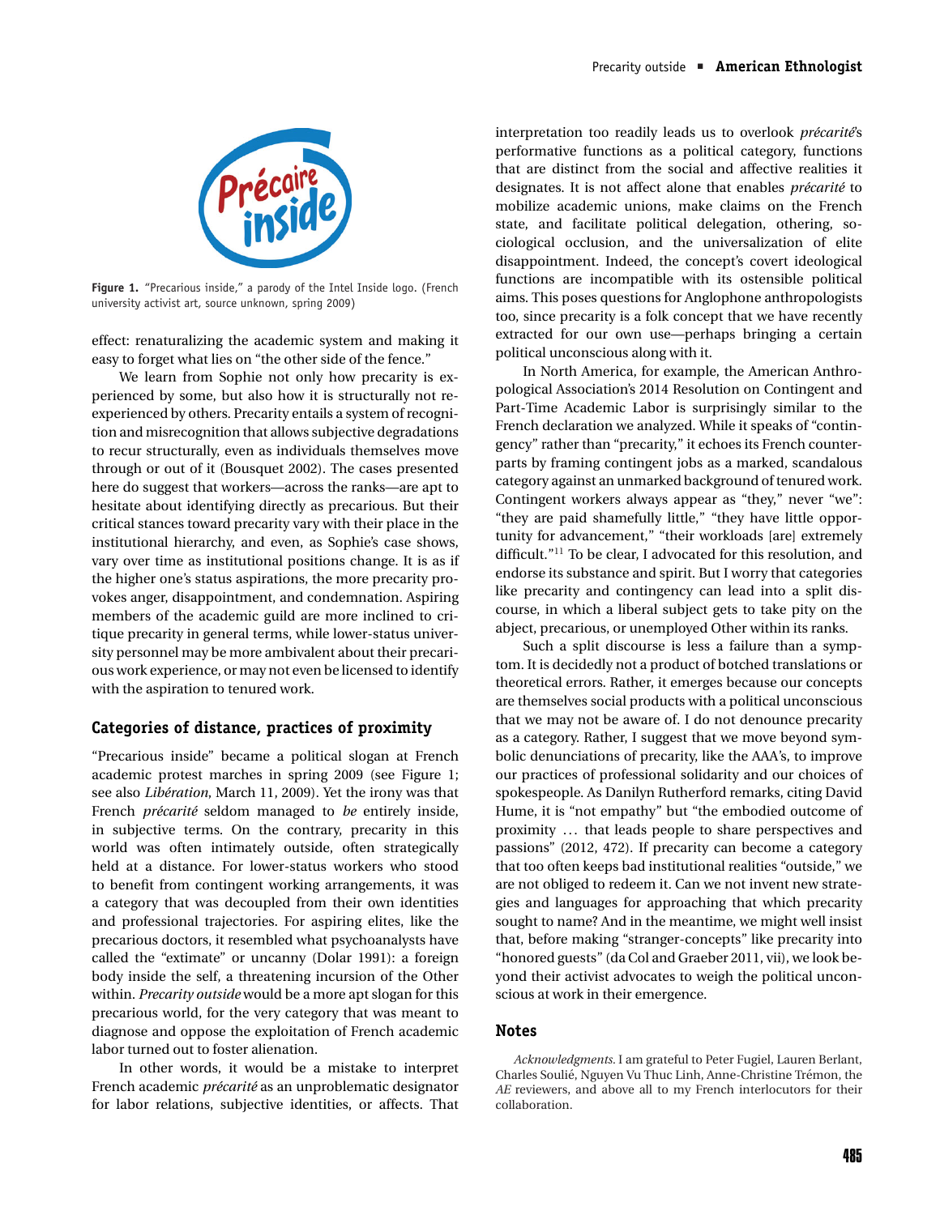Figure 1. "Precarious inside," a parody of the Intel Inside logo. (French university activist art, source unknown, spring 2009)

effect: renaturalizing the academic system and making it easy to forget what lies on "the other side of the fence."

We learn from Sophie not only how precarity is experienced by some, but also how it is structurally not reexperienced by others. Precarity entails a system of recognition and misrecognition that allows subjective degradations to recur structurally, even as individuals themselves move through or out of it (Bousquet 2002). The cases presented here do suggest that workers—across the ranks—are apt to hesitate about identifying directly as precarious. But their critical stances toward precarity vary with their place in the institutional hierarchy, and even, as Sophie's case shows, vary over time as institutional positions change. It is as if the higher one's status aspirations, the more precarity provokes anger, disappointment, and condemnation. Aspiring members of the academic guild are more inclined to critique precarity in general terms, while lower-status university personnel may be more ambivalent about their precarious work experience, or may not even be licensed to identify with the aspiration to tenured work.

## Categories of distance, practices of proximity

"Precarious inside" became a political slogan at French academic protest marches in spring 2009 (see Figure 1; see also *Libération*, March 11, 2009). Yet the irony was that French *précarité* seldom managed to *be* entirely inside, in subjective terms. On the contrary, precarity in this world was often intimately outside, often strategically held at a distance. For lower-status workers who stood to benefit from contingent working arrangements, it was a category that was decoupled from their own identities and professional trajectories. For aspiring elites, like the precarious doctors, it resembled what psychoanalysts have called the "extimate" or uncanny (Dolar 1991): a foreign body inside the self, a threatening incursion of the Other within. *Precarity outside* would be a more apt slogan for this precarious world, for the very category that was meant to diagnose and oppose the exploitation of French academic labor turned out to foster alienation.

In other words, it would be a mistake to interpret French academic *précarité* as an unproblematic designator for labor relations, subjective identities, or affects. That interpretation too readily leads us to overlook *précarité*'s performative functions as a political category, functions that are distinct from the social and affective realities it designates. It is not affect alone that enables *précarité* to mobilize academic unions, make claims on the French state, and facilitate political delegation, othering, sociological occlusion, and the universalization of elite disappointment. Indeed, the concept's covert ideological functions are incompatible with its ostensible political aims. This poses questions for Anglophone anthropologists too, since precarity is a folk concept that we have recently extracted for our own use—perhaps bringing a certain political unconscious along with it.

In North America, for example, the American Anthropological Association's 2014 Resolution on Contingent and Part-Time Academic Labor is surprisingly similar to the French declaration we analyzed. While it speaks of "contingency" rather than "precarity," it echoes its French counterparts by framing contingent jobs as a marked, scandalous category against an unmarked background of tenured work. Contingent workers always appear as "they," never "we": "they are paid shamefully little," "they have little opportunity for advancement," "their workloads [are] extremely difficult."[11] To be clear, I advocated for this resolution, and endorse its substance and spirit. But I worry that categories like precarity and contingency can lead into a split discourse, in which a liberal subject gets to take pity on the abject, precarious, or unemployed Other within its ranks.

Such a split discourse is less a failure than a symptom. It is decidedly not a product of botched translations or theoretical errors. Rather, it emerges because our concepts are themselves social products with a political unconscious that we may not be aware of. I do not denounce precarity as a category. Rather, I suggest that we move beyond symbolic denunciations of precarity, like the AAA's, to improve our practices of professional solidarity and our choices of spokespeople. As Danilyn Rutherford remarks, citing David Hume, it is "not empathy" but "the embodied outcome of proximity … that leads people to share perspectives and passions" (2012, 472). If precarity can become a category that too often keeps bad institutional realities "outside," we are not obliged to redeem it. Can we not invent new strategies and languages for approaching that which precarity sought to name? And in the meantime, we might well insist that, before making "stranger-concepts" like precarity into "honored guests" (da Col and Graeber 2011, vii), we look beyond their activist advocates to weigh the political unconscious at work in their emergence.

## Notes

*Acknowledgments.* I am grateful to Peter Fugiel, Lauren Berlant, Charles Soulié, Nguyen Vu Thuc Linh, Anne-Christine Trémon, the *AE* reviewers, and above all to my French interlocutors for their collaboration.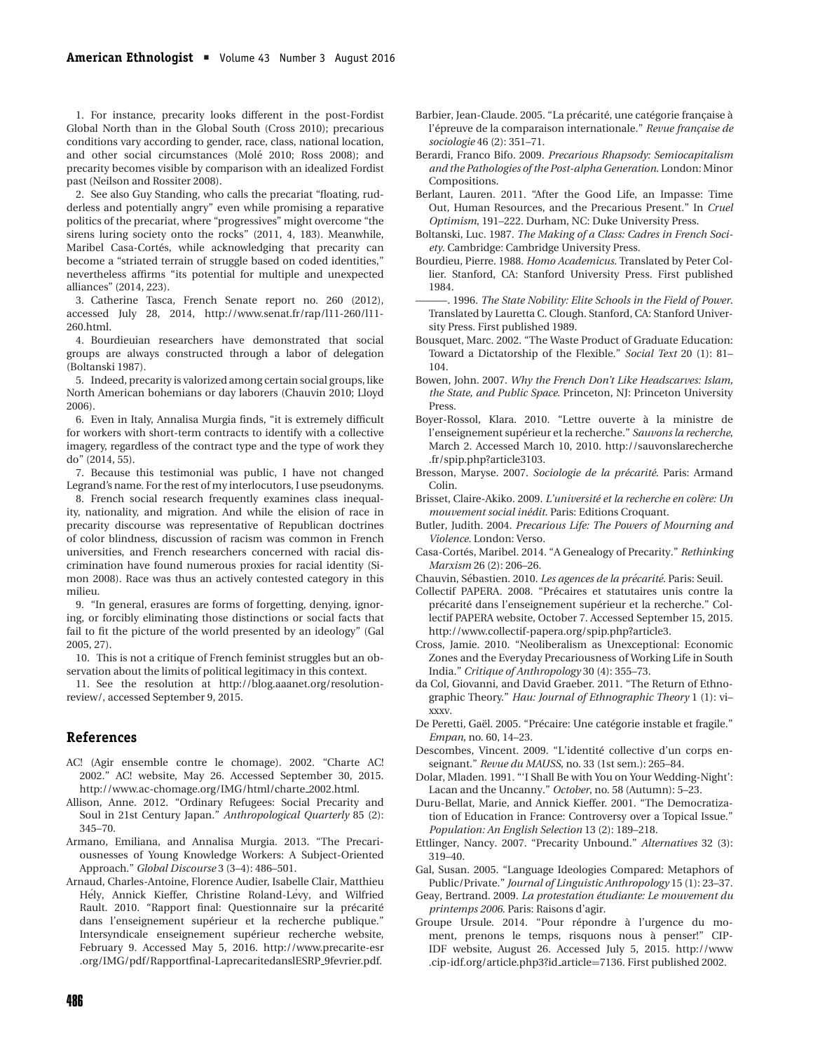1. For instance, precarity looks different in the post-Fordist Global North than in the Global South (Cross 2010); precarious conditions vary according to gender, race, class, national location, and other social circumstances (Molé 2010; Ross 2008); and precarity becomes visible by comparison with an idealized Fordist past (Neilson and Rossiter 2008).

2. See also Guy Standing, who calls the precariat "floating, rudderless and potentially angry" even while promising a reparative politics of the precariat, where "progressives" might overcome "the sirens luring society onto the rocks" (2011, 4, 183). Meanwhile, Maribel Casa-Cortés, while acknowledging that precarity can become a "striated terrain of struggle based on coded identities," nevertheless affirms "its potential for multiple and unexpected alliances" (2014, 223).

3. Catherine Tasca, French Senate report no. 260 (2012), accessed July 28, 2014, http://www.senat.fr/rap/l11-260/l11-260.html.

4. Bourdieuian researchers have demonstrated that social groups are always constructed through a labor of delegation (Boltanski 1987).

5. Indeed, precarity is valorized among certain social groups, like North American bohemians or day laborers (Chauvin 2010; Lloyd 2006).

6. Even in Italy, Annalisa Murgia finds, "it is extremely difficult for workers with short-term contracts to identify with a collective imagery, regardless of the contract type and the type of work they do" (2014, 55).

7. Because this testimonial was public, I have not changed Legrand's name. For the rest of my interlocutors, I use pseudonyms.

8. French social research frequently examines class inequality, nationality, and migration. And while the elision of race in precarity discourse was representative of Republican doctrines of color blindness, discussion of racism was common in French universities, and French researchers concerned with racial discrimination have found numerous proxies for racial identity (Simon 2008). Race was thus an actively contested category in this milieu.

9. "In general, erasures are forms of forgetting, denying, ignoring, or forcibly eliminating those distinctions or social facts that fail to fit the picture of the world presented by an ideology" (Gal 2005, 27).

10. This is not a critique of French feminist struggles but an observation about the limits of political legitimacy in this context.

11. See the resolution at http://blog.aaanet.org/resolution-review/, accessed September 9, 2015.

## References

AC! (Agir ensemble contre le chomage). 2002. "Charte AC! 2002." AC! website, May 26. Accessed September 30, 2015. http://www.ac-chomage.org/IMG/html/charte_2002.html.

Allison, Anne. 2012. "Ordinary Refugees: Social Precarity and Soul in 21st Century Japan." *Anthropological Quarterly* 85 (2): 345–70.

Armano, Emiliana, and Annalisa Murgia. 2013. "The Precariousnesses of Young Knowledge Workers: A Subject-Oriented Approach." *Global Discourse* 3 (3–4): 486–501.

Arnaud, Charles-Antoine, Florence Audier, Isabelle Clair, Matthieu Hély, Annick Kieffer, Christine Roland-Lévy, and Wilfried Rault. 2010. "Rapport final: Questionnaire sur la précarité dans l'enseignement supérieur et la recherche publique." Intersyndicale enseignement supérieur recherche website, February 9. Accessed May 5, 2016. http://www.precarite-esr.org/IMG/pdf/Rapportfinal-LaprecaritedanslESRP_9fevrier.pdf.

Barbier, Jean-Claude. 2005. "La précarité, une catégorie française à l'épreuve de la comparaison internationale." *Revue française de sociologie* 46 (2): 351–71.

Berardi, Franco Bifo. 2009. *Precarious Rhapsody: Semiocapitalism and the Pathologies of the Post-alpha Generation.* London: Minor Compositions.

Berlant, Lauren. 2011. "After the Good Life, an Impasse: Time Out, Human Resources, and the Precarious Present." In *Cruel Optimism*, 191–222. Durham, NC: Duke University Press.

Boltanski, Luc. 1987. *The Making of a Class: Cadres in French Society.* Cambridge: Cambridge University Press.

Bourdieu, Pierre. 1988. *Homo Academicus.* Translated by Peter Collier. Stanford, CA: Stanford University Press. First published 1984.

———. 1996. *The State Nobility: Elite Schools in the Field of Power.* Translated by Lauretta C. Clough. Stanford, CA: Stanford University Press. First published 1989.

Bousquet, Marc. 2002. "The Waste Product of Graduate Education: Toward a Dictatorship of the Flexible." *Social Text* 20 (1): 81–104.

Bowen, John. 2007. *Why the French Don't Like Headscarves: Islam, the State, and Public Space.* Princeton, NJ: Princeton University Press.

Boyer-Rossol, Klara. 2010. "Lettre ouverte à la ministre de l'enseignement supérieur et la recherche." *Sauvons la recherche*, March 2. Accessed March 10, 2010. http://sauvonslarecherche.fr/spip.php?article3103.

Bresson, Maryse. 2007. *Sociologie de la précarité.* Paris: Armand Colin.

Brisset, Claire-Akiko. 2009. *L'université et la recherche en colère: Un mouvement social inédit.* Paris: Editions Croquant.

Butler, Judith. 2004. *Precarious Life: The Powers of Mourning and Violence.* London: Verso.

Casa-Cortés, Maribel. 2014. "A Genealogy of Precarity." *Rethinking Marxism* 26 (2): 206–26.

Chauvin, Sébastien. 2010. *Les agences de la précarité.* Paris: Seuil.

Collectif PAPERA. 2008. "Précaires et statutaires unis contre la précarité dans l'enseignement supérieur et la recherche." Collectif PAPERA website, October 7. Accessed September 15, 2015. http://www.collectif-papera.org/spip.php?article3.

Cross, Jamie. 2010. "Neoliberalism as Unexceptional: Economic Zones and the Everyday Precariousness of Working Life in South India." *Critique of Anthropology* 30 (4): 355–73.

da Col, Giovanni, and David Graeber. 2011. "The Return of Ethnographic Theory." *Hau: Journal of Ethnographic Theory* 1 (1): vi–xxxv.

De Peretti, Gaël. 2005. "Précaire: Une catégorie instable et fragile." *Empan*, no. 60, 14–23.

Descombes, Vincent. 2009. "L'identité collective d'un corps enseignant." *Revue du MAUSS*, no. 33 (1st sem.): 265–84.

Dolar, Mladen. 1991. "'I Shall Be with You on Your Wedding-Night': Lacan and the Uncanny." *October*, no. 58 (Autumn): 5–23.

Duru-Bellat, Marie, and Annick Kieffer. 2001. "The Democratization of Education in France: Controversy over a Topical Issue." *Population: An English Selection* 13 (2): 189–218.

Ettlinger, Nancy. 2007. "Precarity Unbound." *Alternatives* 32 (3): 319–40.

Gal, Susan. 2005. "Language Ideologies Compared: Metaphors of Public/Private." *Journal of Linguistic Anthropology* 15 (1): 23–37.

Geay, Bertrand. 2009. *La protestation étudiante: Le mouvement du printemps 2006.* Paris: Raisons d'agir.

Groupe Ursule. 2014. "Pour répondre à l'urgence du moment, prenons le temps, risquons nous à penser!" CIP-IDF website, August 26. Accessed July 5, 2015. http://www.cip-idf.org/article.php3?id_article=7136. First published 2002.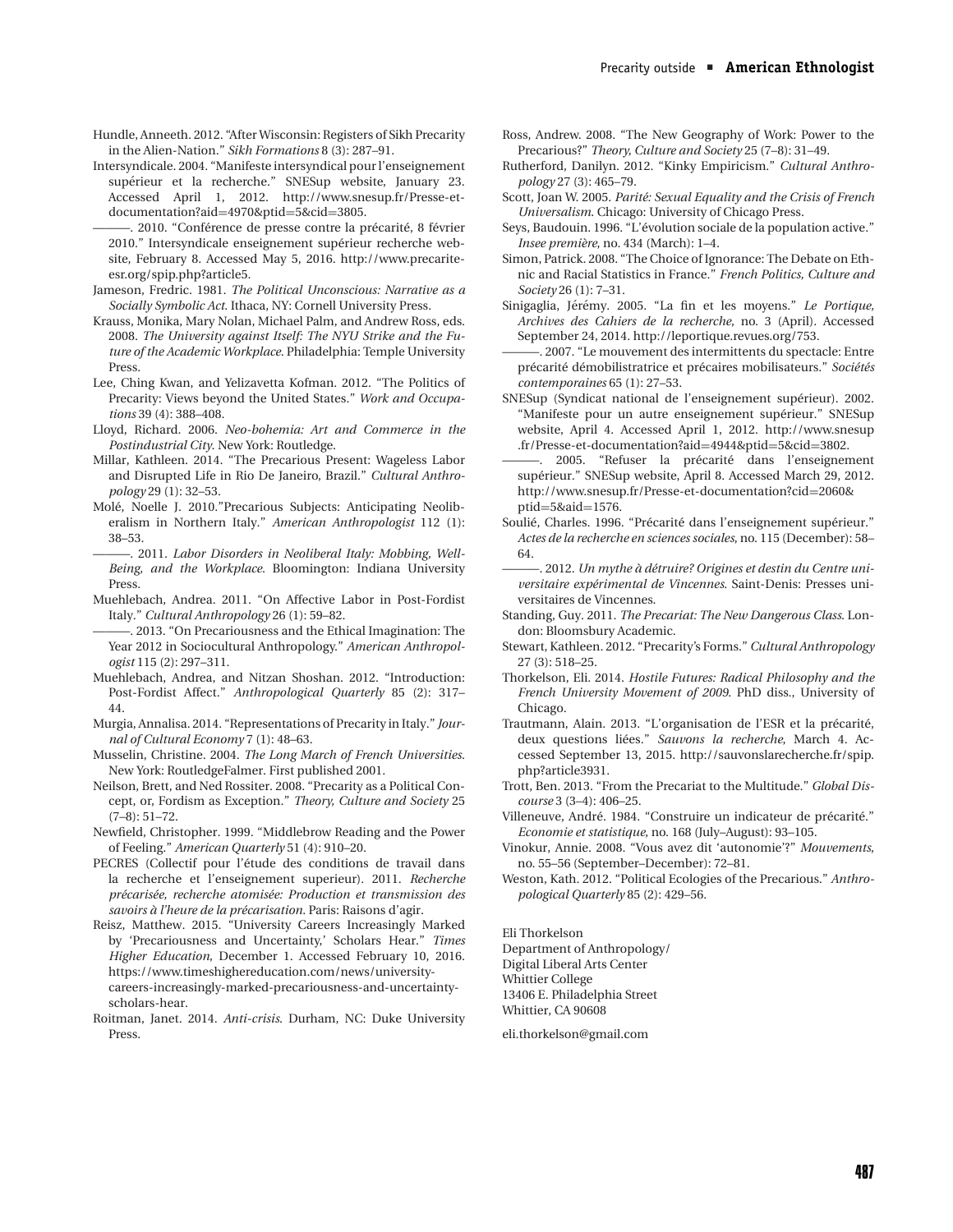Hundle, Anneeth. 2012. "After Wisconsin: Registers of Sikh Precarity in the Alien-Nation." *Sikh Formations* 8 (3): 287–91.

Intersyndicale. 2004. "Manifeste intersyndical pour l'enseignement supérieur et la recherche." SNESup website, January 23. Accessed April 1, 2012. http://www.snesup.fr/Presse-et-documentation?aid=4970&ptid=5&cid=3805.

———. 2010. "Conférence de presse contre la précarité, 8 février 2010." Intersyndicale enseignement supérieur recherche website, February 8. Accessed May 5, 2016. http://www.precarite-esr.org/spip.php?article5.

Jameson, Fredric. 1981. *The Political Unconscious: Narrative as a Socially Symbolic Act*. Ithaca, NY: Cornell University Press.

Krauss, Monika, Mary Nolan, Michael Palm, and Andrew Ross, eds. 2008. *The University against Itself: The NYU Strike and the Future of the Academic Workplace*. Philadelphia: Temple University Press.

Lee, Ching Kwan, and Yelizavetta Kofman. 2012. "The Politics of Precarity: Views beyond the United States." *Work and Occupations* 39 (4): 388–408.

Lloyd, Richard. 2006. *Neo-bohemia: Art and Commerce in the Postindustrial City*. New York: Routledge.

Millar, Kathleen. 2014. "The Precarious Present: Wageless Labor and Disrupted Life in Rio De Janeiro, Brazil." *Cultural Anthropology* 29 (1): 32–53.

Molé, Noelle J. 2010."Precarious Subjects: Anticipating Neoliberalism in Northern Italy." *American Anthropologist* 112 (1): 38–53.

———. 2011. *Labor Disorders in Neoliberal Italy: Mobbing, Well-Being, and the Workplace*. Bloomington: Indiana University Press.

Muehlebach, Andrea. 2011. "On Affective Labor in Post-Fordist Italy." *Cultural Anthropology* 26 (1): 59–82.

———. 2013. "On Precariousness and the Ethical Imagination: The Year 2012 in Sociocultural Anthropology." *American Anthropologist* 115 (2): 297–311.

Muehlebach, Andrea, and Nitzan Shoshan. 2012. "Introduction: Post-Fordist Affect." *Anthropological Quarterly* 85 (2): 317–44.

Murgia, Annalisa. 2014. "Representations of Precarity in Italy." *Journal of Cultural Economy* 7 (1): 48–63.

Musselin, Christine. 2004. *The Long March of French Universities*. New York: RoutledgeFalmer. First published 2001.

Neilson, Brett, and Ned Rossiter. 2008. "Precarity as a Political Concept, or, Fordism as Exception." *Theory, Culture and Society* 25 (7–8): 51–72.

Newfield, Christopher. 1999. "Middlebrow Reading and the Power of Feeling." *American Quarterly* 51 (4): 910–20.

PECRES (Collectif pour l'étude des conditions de travail dans la recherche et l'enseignement superieur). 2011. *Recherche précarisée, recherche atomisée: Production et transmission des savoirs à l'heure de la précarisation*. Paris: Raisons d'agir.

Reisz, Matthew. 2015. "University Careers Increasingly Marked by 'Precariousness and Uncertainty,' Scholars Hear." *Times Higher Education*, December 1. Accessed February 10, 2016. https://www.timeshighereducation.com/news/university-careers-increasingly-marked-precariousness-and-uncertainty-scholars-hear.

Roitman, Janet. 2014. *Anti-crisis*. Durham, NC: Duke University Press.

Ross, Andrew. 2008. "The New Geography of Work: Power to the Precarious?" *Theory, Culture and Society* 25 (7–8): 31–49.

Rutherford, Danilyn. 2012. "Kinky Empiricism." *Cultural Anthropology* 27 (3): 465–79.

Scott, Joan W. 2005. *Parité: Sexual Equality and the Crisis of French Universalism*. Chicago: University of Chicago Press.

Seys, Baudouin. 1996. "L'évolution sociale de la population active." *Insee première*, no. 434 (March): 1–4.

Simon, Patrick. 2008. "The Choice of Ignorance: The Debate on Ethnic and Racial Statistics in France." *French Politics, Culture and Society* 26 (1): 7–31.

Sinigaglia, Jérémy. 2005. "La fin et les moyens." *Le Portique, Archives des Cahiers de la recherche*, no. 3 (April). Accessed September 24, 2014. http://leportique.revues.org/753.

———. 2007. "Le mouvement des intermittents du spectacle: Entre précarité démobilistratrice et précaires mobilisateurs." *Sociétés contemporaines* 65 (1): 27–53.

SNESup (Syndicat national de l'enseignement supérieur). 2002. "Manifeste pour un autre enseignement supérieur." SNESup website, April 4. Accessed April 1, 2012. http://www.snesup.fr/Presse-et-documentation?aid=4944&ptid=5&cid=3802.

———. 2005. "Refuser la précarité dans l'enseignement supérieur." SNESup website, April 8. Accessed March 29, 2012. http://www.snesup.fr/Presse-et-documentation?cid=2060&ptid=5&aid=1576.

Soulié, Charles. 1996. "Précarité dans l'enseignement supérieur." *Actes de la recherche en sciences sociales*, no. 115 (December): 58–64.

———. 2012. *Un mythe à détruire? Origines et destin du Centre universitaire expérimental de Vincennes*. Saint-Denis: Presses universitaires de Vincennes.

Standing, Guy. 2011. *The Precariat: The New Dangerous Class*. London: Bloomsbury Academic.

Stewart, Kathleen. 2012. "Precarity's Forms." *Cultural Anthropology* 27 (3): 518–25.

Thorkelson, Eli. 2014. *Hostile Futures: Radical Philosophy and the French University Movement of 2009*. PhD diss., University of Chicago.

Trautmann, Alain. 2013. "L'organisation de l'ESR et la précarité, deux questions liées." *Sauvons la recherche*, March 4. Accessed September 13, 2015. http://sauvonslarecherche.fr/spip.php?article3931.

Trott, Ben. 2013. "From the Precariat to the Multitude." *Global Discourse* 3 (3–4): 406–25.

Villeneuve, André. 1984. "Construire un indicateur de précarité." *Economie et statistique*, no. 168 (July–August): 93–105.

Vinokur, Annie. 2008. "Vous avez dit 'autonomie'?" *Mouvements*, no. 55–56 (September–December): 72–81.

Weston, Kath. 2012. "Political Ecologies of the Precarious." *Anthropological Quarterly* 85 (2): 429–56.

Eli Thorkelson
Department of Anthropology/
Digital Liberal Arts Center
Whittier College
13406 E. Philadelphia Street
Whittier, CA 90608

eli.thorkelson@gmail.com